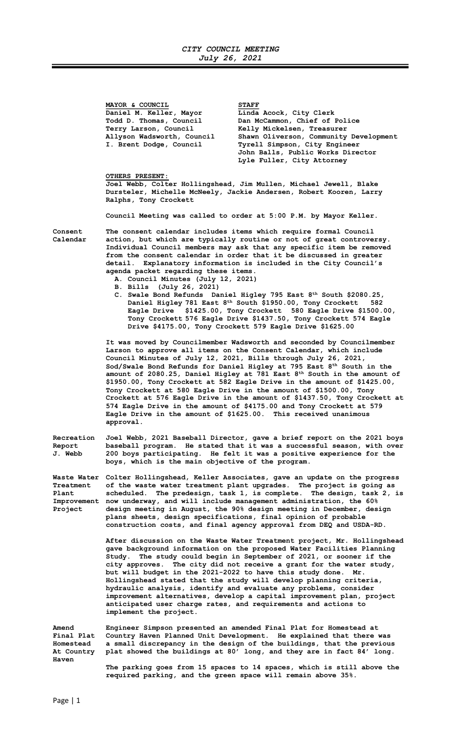# *CITY COUNCIL MEETING*
## *July 26, 2021*

| MAYOR & COUNCIL | STAFF |
|---|---|
| Daniel M. Keller, Mayor | Linda Acock, City Clerk |
| Todd D. Thomas, Council | Dan McCammon, Chief of Police |
| Terry Larson, Council | Kelly Mickelsen, Treasurer |
| Allyson Wadsworth, Council | Shawn Oliverson, Community Development |
| I. Brent Dodge, Council | Tyrell Simpson, City Engineer |
| | John Balls, Public Works Director |
| | Lyle Fuller, City Attorney |

**OTHERS PRESENT:**

Joel Webb, Colter Hollingshead, Jim Mullen, Michael Jewell, Blake Dursteler, Michelle McNeely, Jackie Andersen, Robert Kooren, Larry Ralphs, Tony Crockett

Council Meeting was called to order at 5:00 P.M. by Mayor Keller.

**Consent Calendar**

The consent calendar includes items which require formal Council action, but which are typically routine or not of great controversy. Individual Council members may ask that any specific item be removed from the consent calendar in order that it be discussed in greater detail. Explanatory information is included in the City Council's agenda packet regarding these items.

A. Council Minutes (July 12, 2021)
B. Bills (July 26, 2021)
C. Swale Bond Refunds Daniel Higley 795 East 8th South $2080.25, Daniel Higley 781 East 8th South $1950.00, Tony Crockett 582 Eagle Drive $1425.00, Tony Crockett 580 Eagle Drive $1500.00, Tony Crockett 576 Eagle Drive $1437.50, Tony Crockett 574 Eagle Drive $4175.00, Tony Crockett 579 Eagle Drive $1625.00

It was moved by Councilmember Wadsworth and seconded by Councilmember Larson to approve all items on the Consent Calendar, which include Council Minutes of July 12, 2021, Bills through July 26, 2021, Sod/Swale Bond Refunds for Daniel Higley at 795 East 8th South in the amount of 2080.25, Daniel Higley at 781 East 8th South in the amount of $1950.00, Tony Crockett at 582 Eagle Drive in the amount of $1425.00, Tony Crockett at 580 Eagle Drive in the amount of $1500.00, Tony Crockett at 576 Eagle Drive in the amount of $1437.50, Tony Crockett at 574 Eagle Drive in the amount of $4175.00 and Tony Crockett at 579 Eagle Drive in the amount of $1625.00. This received unanimous approval.

**Recreation Report J. Webb**

Joel Webb, 2021 Baseball Director, gave a brief report on the 2021 boys baseball program. He stated that it was a successful season, with over 200 boys participating. He felt it was a positive experience for the boys, which is the main objective of the program.

**Waste Water Treatment Plant Improvement Project**

Colter Hollingshead, Keller Associates, gave an update on the progress of the waste water treatment plant upgrades. The project is going as scheduled. The predesign, task 1, is complete. The design, task 2, is now underway, and will include management administration, the 60% design meeting in August, the 90% design meeting in December, design plans sheets, design specifications, final opinion of probable construction costs, and final agency approval from DEQ and USDA-RD.

After discussion on the Waste Water Treatment project, Mr. Hollingshead gave background information on the proposed Water Facilities Planning Study. The study could begin in September of 2021, or sooner if the city approves. The city did not receive a grant for the water study, but will budget in the 2021-2022 to have this study done. Mr. Hollingshead stated that the study will develop planning criteria, hydraulic analysis, identify and evaluate any problems, consider improvement alternatives, develop a capital improvement plan, project anticipated user charge rates, and requirements and actions to implement the project.

**Amend Final Plat Homestead At Country Haven**

Engineer Simpson presented an amended Final Plat for Homestead at Country Haven Planned Unit Development. He explained that there was a small discrepancy in the design of the buildings, that the previous plat showed the buildings at 80' long, and they are in fact 84' long.

The parking goes from 15 spaces to 14 spaces, which is still above the required parking, and the green space will remain above 35%.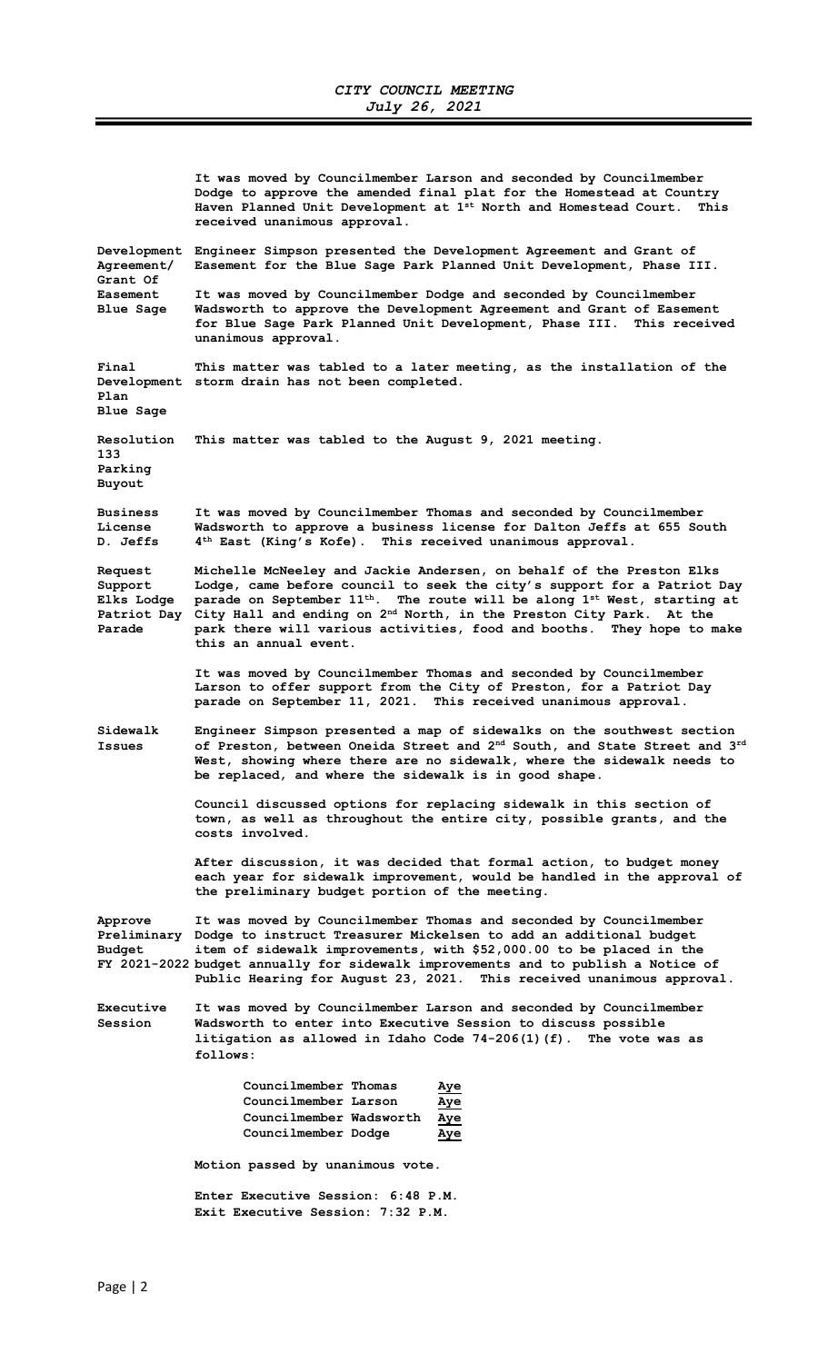It was moved by Councilmember Larson and seconded by Councilmember Dodge to approve the amended final plat for the Homestead at Country Haven Planned Unit Development at 1st North and Homestead Court. This received unanimous approval.

**Development Agreement/ Grant Of Easement Blue Sage**

Engineer Simpson presented the Development Agreement and Grant of Easement for the Blue Sage Park Planned Unit Development, Phase III.

It was moved by Councilmember Dodge and seconded by Councilmember Wadsworth to approve the Development Agreement and Grant of Easement for Blue Sage Park Planned Unit Development, Phase III. This received unanimous approval.

**Final Development Plan Blue Sage**

This matter was tabled to a later meeting, as the installation of the storm drain has not been completed.

**Resolution 133 Parking Buyout**

This matter was tabled to the August 9, 2021 meeting.

**Business License D. Jeffs**

It was moved by Councilmember Thomas and seconded by Councilmember Wadsworth to approve a business license for Dalton Jeffs at 655 South 4th East (King's Kofe). This received unanimous approval.

**Request Support Elks Lodge Patriot Day Parade**

Michelle McNeeley and Jackie Andersen, on behalf of the Preston Elks Lodge, came before council to seek the city's support for a Patriot Day parade on September 11th. The route will be along 1st West, starting at City Hall and ending on 2nd North, in the Preston City Park. At the park there will various activities, food and booths. They hope to make this an annual event.

It was moved by Councilmember Thomas and seconded by Councilmember Larson to offer support from the City of Preston, for a Patriot Day parade on September 11, 2021. This received unanimous approval.

**Sidewalk Issues**

Engineer Simpson presented a map of sidewalks on the southwest section of Preston, between Oneida Street and 2nd South, and State Street and 3rd West, showing where there are no sidewalk, where the sidewalk needs to be replaced, and where the sidewalk is in good shape.

Council discussed options for replacing sidewalk in this section of town, as well as throughout the entire city, possible grants, and the costs involved.

After discussion, it was decided that formal action, to budget money each year for sidewalk improvement, would be handled in the approval of the preliminary budget portion of the meeting.

**Approve Preliminary Budget FY 2021-2022**

It was moved by Councilmember Thomas and seconded by Councilmember Dodge to instruct Treasurer Mickelsen to add an additional budget item of sidewalk improvements, with $52,000.00 to be placed in the budget annually for sidewalk improvements and to publish a Notice of Public Hearing for August 23, 2021. This received unanimous approval.

**Executive Session**

It was moved by Councilmember Larson and seconded by Councilmember Wadsworth to enter into Executive Session to discuss possible litigation as allowed in Idaho Code 74-206(1)(f). The vote was as follows:

| | |
|---|---|
| Councilmember Thomas | Aye |
| Councilmember Larson | Aye |
| Councilmember Wadsworth | Aye |
| Councilmember Dodge | Aye |

Motion passed by unanimous vote.

Enter Executive Session: 6:48 P.M.
Exit Executive Session: 7:32 P.M.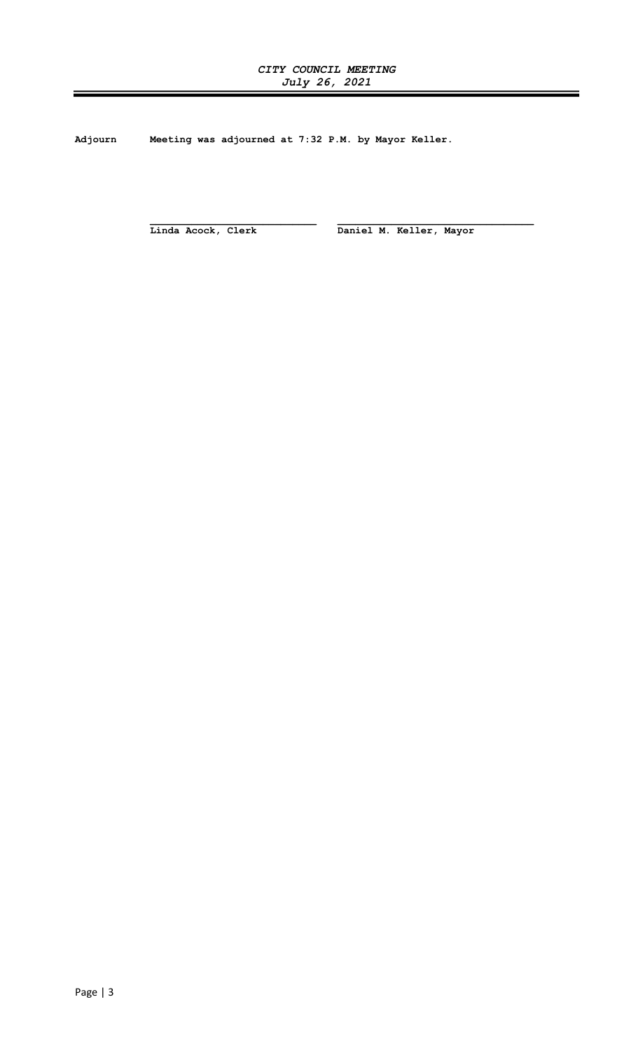**Adjourn** **Meeting was adjourned at 7:32 P.M. by Mayor Keller.**

| | |
|---|---|
| ____________________________ | ________________________________ |
| **Linda Acock, Clerk** | **Daniel M. Keller, Mayor** |